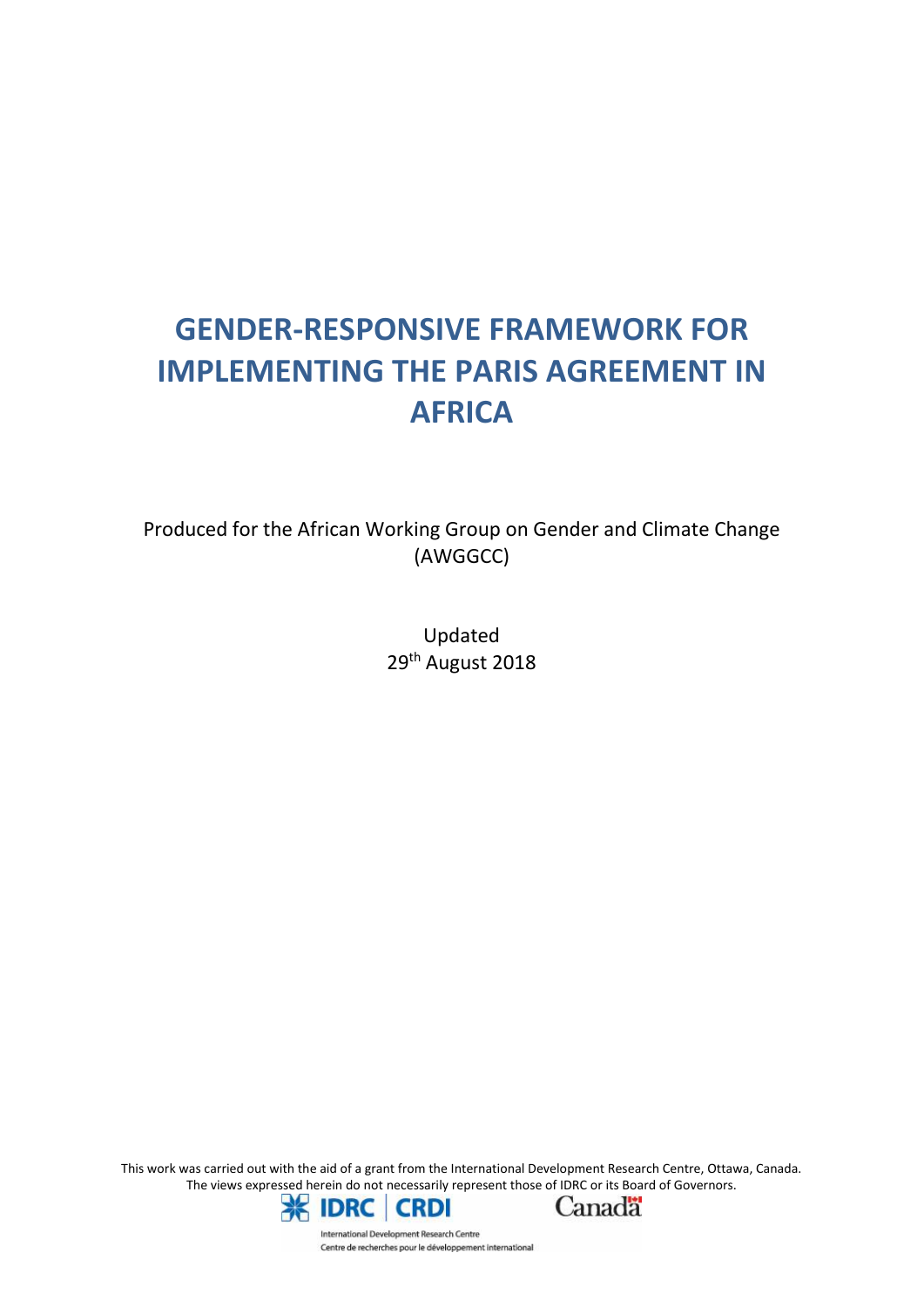# GENDER-RESPONSIVE FRAMEWORK FOR IMPLEMENTING THE PARIS AGREEMENT IN AFRICA

Produced for the African Working Group on Gender and Climate Change (AWGGCC)

Updated
29th August 2018

This work was carried out with the aid of a grant from the International Development Research Centre, Ottawa, Canada. The views expressed herein do not necessarily represent those of IDRC or its Board of Governors.

IDRC | CRDI

International Development Research Centre
Centre de recherches pour le développement international

Canada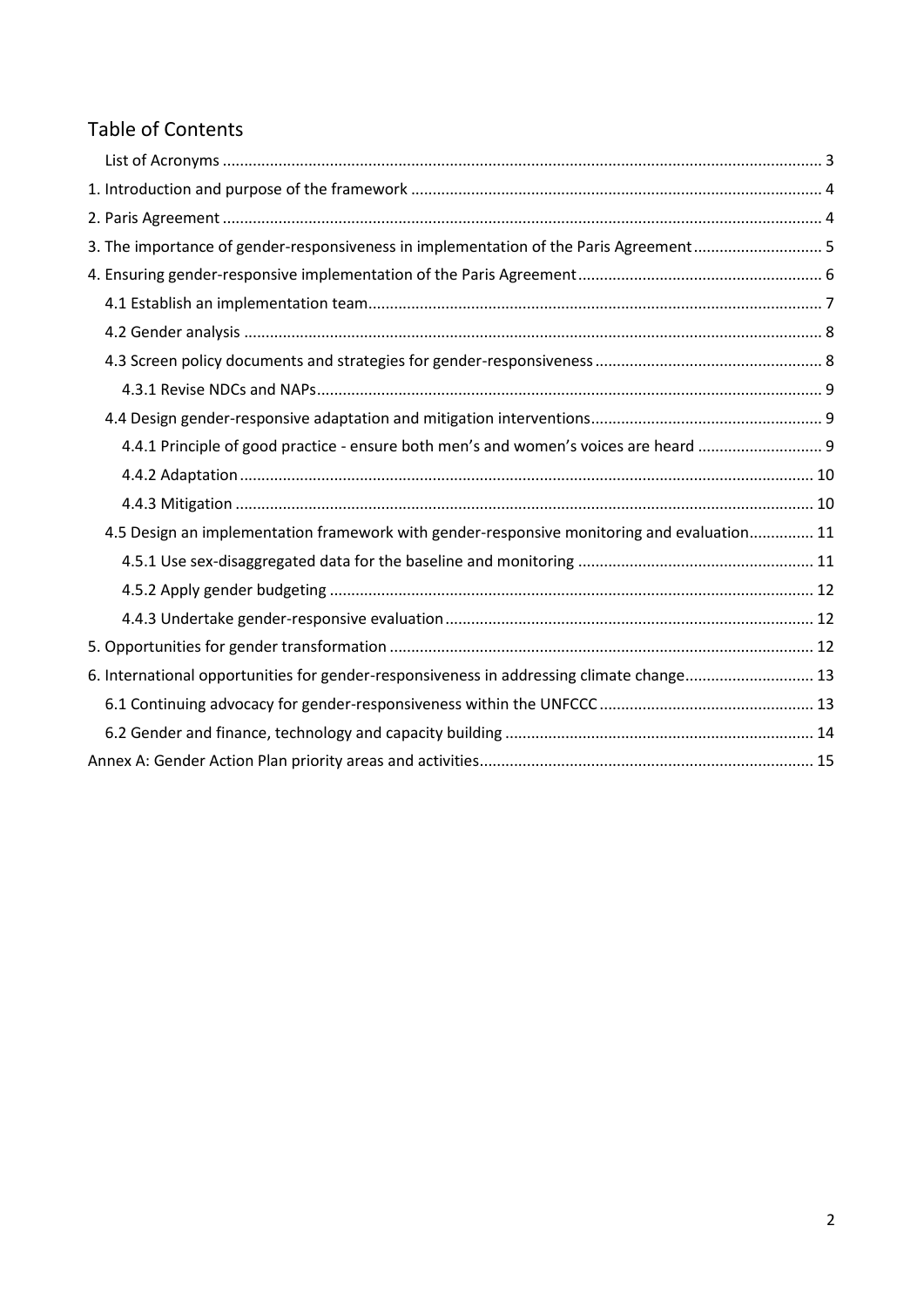## Table of Contents

- List of Acronyms ........ 3
- 1. Introduction and purpose of the framework ........ 4
- 2. Paris Agreement ........ 4
- 3. The importance of gender-responsiveness in implementation of the Paris Agreement ........ 5
- 4. Ensuring gender-responsive implementation of the Paris Agreement ........ 6
  - 4.1 Establish an implementation team ........ 7
  - 4.2 Gender analysis ........ 8
  - 4.3 Screen policy documents and strategies for gender-responsiveness ........ 8
    - 4.3.1 Revise NDCs and NAPs ........ 9
  - 4.4 Design gender-responsive adaptation and mitigation interventions ........ 9
    - 4.4.1 Principle of good practice - ensure both men's and women's voices are heard ........ 9
    - 4.4.2 Adaptation ........ 10
    - 4.4.3 Mitigation ........ 10
  - 4.5 Design an implementation framework with gender-responsive monitoring and evaluation ........ 11
    - 4.5.1 Use sex-disaggregated data for the baseline and monitoring ........ 11
    - 4.5.2 Apply gender budgeting ........ 12
    - 4.4.3 Undertake gender-responsive evaluation ........ 12
- 5. Opportunities for gender transformation ........ 12
- 6. International opportunities for gender-responsiveness in addressing climate change ........ 13
  - 6.1 Continuing advocacy for gender-responsiveness within the UNFCCC ........ 13
  - 6.2 Gender and finance, technology and capacity building ........ 14
- Annex A: Gender Action Plan priority areas and activities ........ 15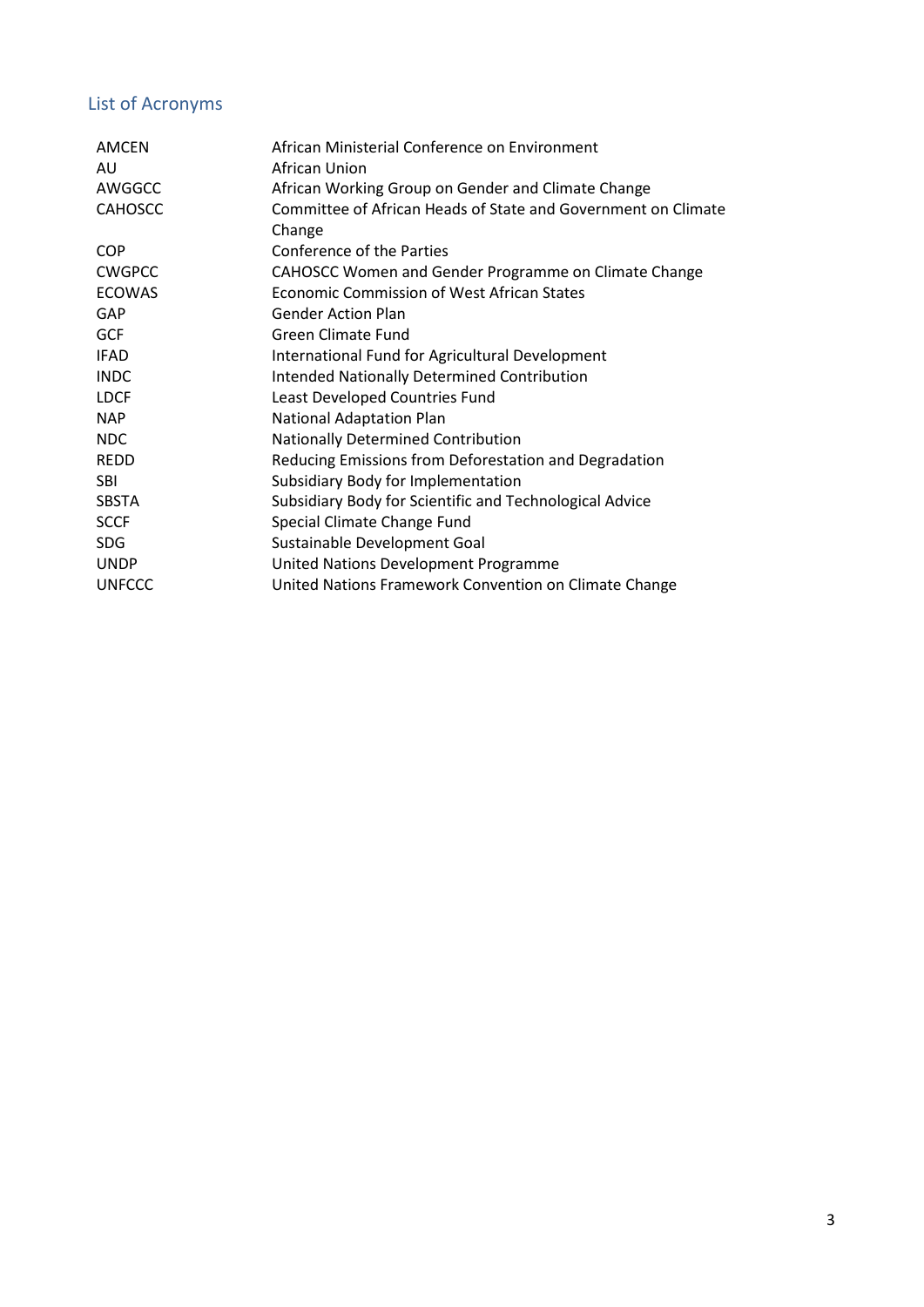## List of Acronyms

| | |
|---|---|
| AMCEN | African Ministerial Conference on Environment |
| AU | African Union |
| AWGGCC | African Working Group on Gender and Climate Change |
| CAHOSCC | Committee of African Heads of State and Government on Climate Change |
| COP | Conference of the Parties |
| CWGPCC | CAHOSCC Women and Gender Programme on Climate Change |
| ECOWAS | Economic Commission of West African States |
| GAP | Gender Action Plan |
| GCF | Green Climate Fund |
| IFAD | International Fund for Agricultural Development |
| INDC | Intended Nationally Determined Contribution |
| LDCF | Least Developed Countries Fund |
| NAP | National Adaptation Plan |
| NDC | Nationally Determined Contribution |
| REDD | Reducing Emissions from Deforestation and Degradation |
| SBI | Subsidiary Body for Implementation |
| SBSTA | Subsidiary Body for Scientific and Technological Advice |
| SCCF | Special Climate Change Fund |
| SDG | Sustainable Development Goal |
| UNDP | United Nations Development Programme |
| UNFCCC | United Nations Framework Convention on Climate Change |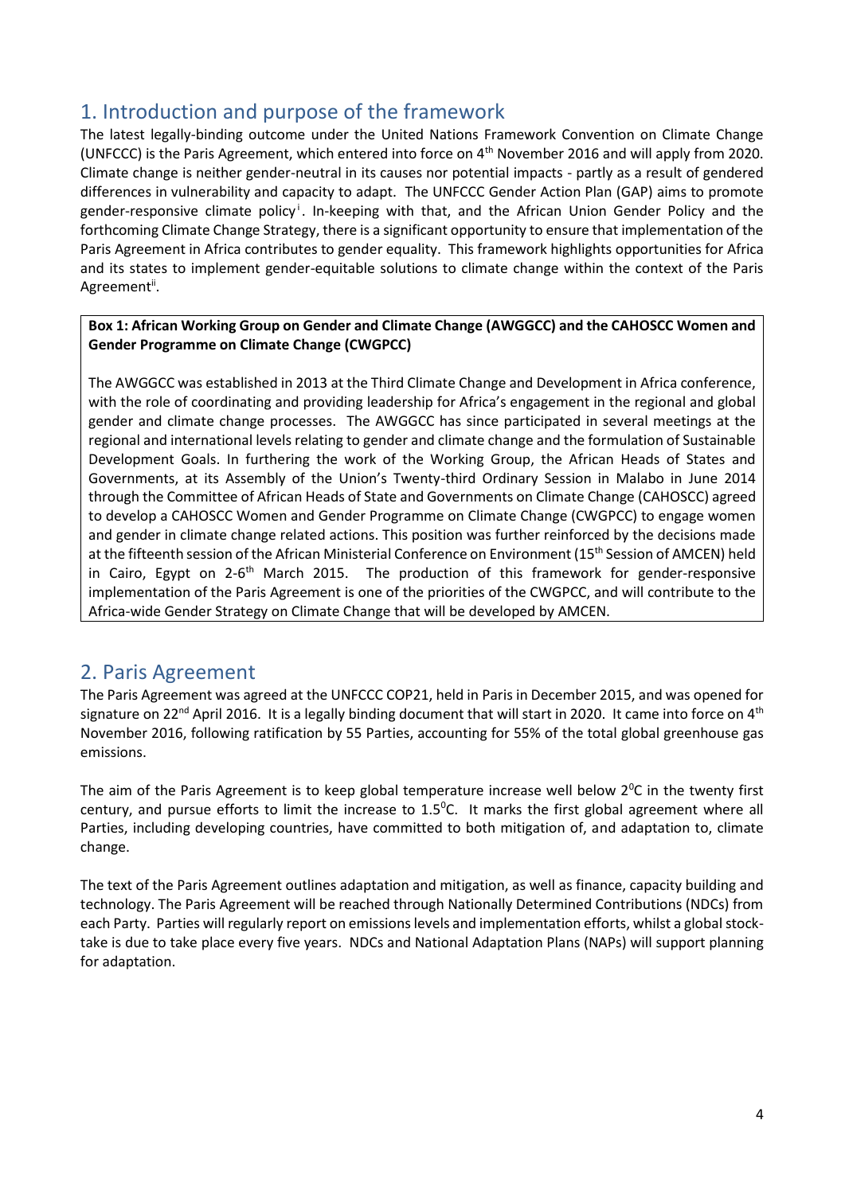## 1. Introduction and purpose of the framework

The latest legally-binding outcome under the United Nations Framework Convention on Climate Change (UNFCCC) is the Paris Agreement, which entered into force on 4th November 2016 and will apply from 2020. Climate change is neither gender-neutral in its causes nor potential impacts - partly as a result of gendered differences in vulnerability and capacity to adapt. The UNFCCC Gender Action Plan (GAP) aims to promote gender-responsive climate policy[i]. In-keeping with that, and the African Union Gender Policy and the forthcoming Climate Change Strategy, there is a significant opportunity to ensure that implementation of the Paris Agreement in Africa contributes to gender equality. This framework highlights opportunities for Africa and its states to implement gender-equitable solutions to climate change within the context of the Paris Agreement[ii].

> **Box 1: African Working Group on Gender and Climate Change (AWGGCC) and the CAHOSCC Women and Gender Programme on Climate Change (CWGPCC)**
>
> The AWGGCC was established in 2013 at the Third Climate Change and Development in Africa conference, with the role of coordinating and providing leadership for Africa's engagement in the regional and global gender and climate change processes. The AWGGCC has since participated in several meetings at the regional and international levels relating to gender and climate change and the formulation of Sustainable Development Goals. In furthering the work of the Working Group, the African Heads of States and Governments, at its Assembly of the Union's Twenty-third Ordinary Session in Malabo in June 2014 through the Committee of African Heads of State and Governments on Climate Change (CAHOSCC) agreed to develop a CAHOSCC Women and Gender Programme on Climate Change (CWGPCC) to engage women and gender in climate change related actions. This position was further reinforced by the decisions made at the fifteenth session of the African Ministerial Conference on Environment (15th Session of AMCEN) held in Cairo, Egypt on 2-6th March 2015. The production of this framework for gender-responsive implementation of the Paris Agreement is one of the priorities of the CWGPCC, and will contribute to the Africa-wide Gender Strategy on Climate Change that will be developed by AMCEN.

## 2. Paris Agreement

The Paris Agreement was agreed at the UNFCCC COP21, held in Paris in December 2015, and was opened for signature on 22nd April 2016. It is a legally binding document that will start in 2020. It came into force on 4th November 2016, following ratification by 55 Parties, accounting for 55% of the total global greenhouse gas emissions.

The aim of the Paris Agreement is to keep global temperature increase well below $2^0$C in the twenty first century, and pursue efforts to limit the increase to $1.5^0$C. It marks the first global agreement where all Parties, including developing countries, have committed to both mitigation of, and adaptation to, climate change.

The text of the Paris Agreement outlines adaptation and mitigation, as well as finance, capacity building and technology. The Paris Agreement will be reached through Nationally Determined Contributions (NDCs) from each Party. Parties will regularly report on emissions levels and implementation efforts, whilst a global stock-take is due to take place every five years. NDCs and National Adaptation Plans (NAPs) will support planning for adaptation.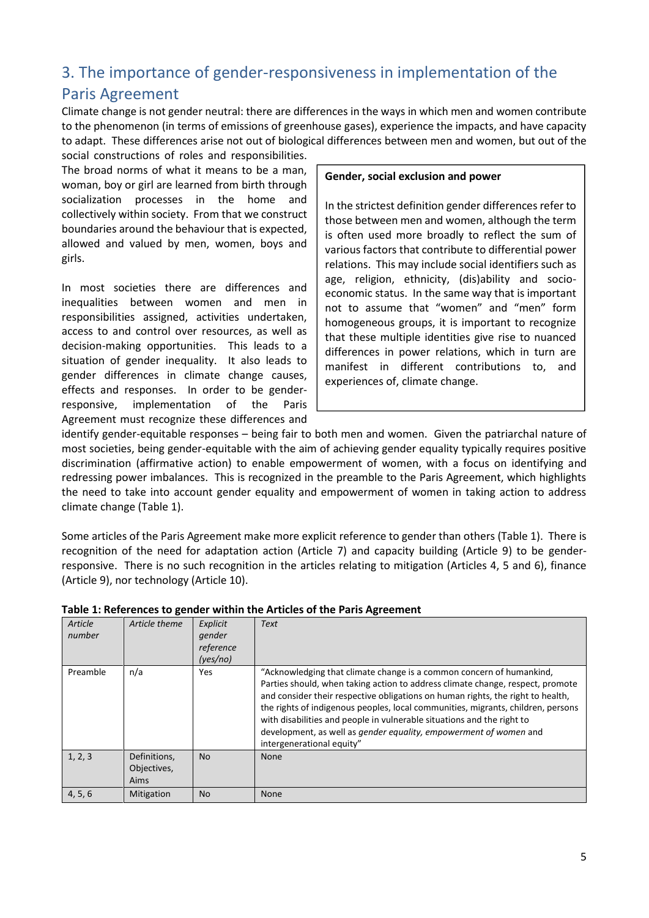## 3. The importance of gender-responsiveness in implementation of the Paris Agreement

Climate change is not gender neutral: there are differences in the ways in which men and women contribute to the phenomenon (in terms of emissions of greenhouse gases), experience the impacts, and have capacity to adapt. These differences arise not out of biological differences between men and women, but out of the social constructions of roles and responsibilities.

The broad norms of what it means to be a man, woman, boy or girl are learned from birth through socialization processes in the home and collectively within society. From that we construct boundaries around the behaviour that is expected, allowed and valued by men, women, boys and girls.

In most societies there are differences and inequalities between women and men in responsibilities assigned, activities undertaken, access to and control over resources, as well as decision-making opportunities. This leads to a situation of gender inequality. It also leads to gender differences in climate change causes, effects and responses. In order to be gender-responsive, implementation of the Paris Agreement must recognize these differences and identify gender-equitable responses – being fair to both men and women. Given the patriarchal nature of most societies, being gender-equitable with the aim of achieving gender equality typically requires positive discrimination (affirmative action) to enable empowerment of women, with a focus on identifying and redressing power imbalances. This is recognized in the preamble to the Paris Agreement, which highlights the need to take into account gender equality and empowerment of women in taking action to address climate change (Table 1).

> **Gender, social exclusion and power**
>
> In the strictest definition gender differences refer to those between men and women, although the term is often used more broadly to reflect the sum of various factors that contribute to differential power relations. This may include social identifiers such as age, religion, ethnicity, (dis)ability and socio-economic status. In the same way that is important not to assume that "women" and "men" form homogeneous groups, it is important to recognize that these multiple identities give rise to nuanced differences in power relations, which in turn are manifest in different contributions to, and experiences of, climate change.

Some articles of the Paris Agreement make more explicit reference to gender than others (Table 1). There is recognition of the need for adaptation action (Article 7) and capacity building (Article 9) to be gender-responsive. There is no such recognition in the articles relating to mitigation (Articles 4, 5 and 6), finance (Article 9), nor technology (Article 10).

**Table 1: References to gender within the Articles of the Paris Agreement**

| *Article number* | *Article theme* | *Explicit gender reference (yes/no)* | *Text* |
|---|---|---|---|
| Preamble | n/a | Yes | "Acknowledging that climate change is a common concern of humankind, Parties should, when taking action to address climate change, respect, promote and consider their respective obligations on human rights, the right to health, the rights of indigenous peoples, local communities, migrants, children, persons with disabilities and people in vulnerable situations and the right to development, as well as *gender equality, empowerment of women* and intergenerational equity" |
| 1, 2, 3 | Definitions, Objectives, Aims | No | None |
| 4, 5, 6 | Mitigation | No | None |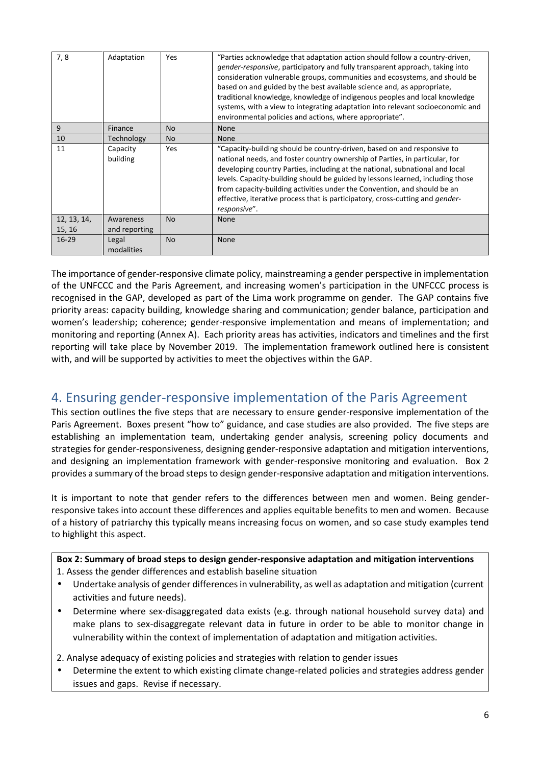| 7, 8 | Adaptation | Yes | "Parties acknowledge that adaptation action should follow a country-driven, *gender-responsive*, participatory and fully transparent approach, taking into consideration vulnerable groups, communities and ecosystems, and should be based on and guided by the best available science and, as appropriate, traditional knowledge, knowledge of indigenous peoples and local knowledge systems, with a view to integrating adaptation into relevant socioeconomic and environmental policies and actions, where appropriate". |
|---|---|---|---|
| 9 | Finance | No | None |
| 10 | Technology | No | None |
| 11 | Capacity building | Yes | "Capacity-building should be country-driven, based on and responsive to national needs, and foster country ownership of Parties, in particular, for developing country Parties, including at the national, subnational and local levels. Capacity-building should be guided by lessons learned, including those from capacity-building activities under the Convention, and should be an effective, iterative process that is participatory, cross-cutting and *gender-responsive*". |
| 12, 13, 14, 15, 16 | Awareness and reporting | No | None |
| 16-29 | Legal modalities | No | None |

The importance of gender-responsive climate policy, mainstreaming a gender perspective in implementation of the UNFCCC and the Paris Agreement, and increasing women's participation in the UNFCCC process is recognised in the GAP, developed as part of the Lima work programme on gender. The GAP contains five priority areas: capacity building, knowledge sharing and communication; gender balance, participation and women's leadership; coherence; gender-responsive implementation and means of implementation; and monitoring and reporting (Annex A). Each priority areas has activities, indicators and timelines and the first reporting will take place by November 2019. The implementation framework outlined here is consistent with, and will be supported by activities to meet the objectives within the GAP.

## 4. Ensuring gender-responsive implementation of the Paris Agreement

This section outlines the five steps that are necessary to ensure gender-responsive implementation of the Paris Agreement. Boxes present "how to" guidance, and case studies are also provided. The five steps are establishing an implementation team, undertaking gender analysis, screening policy documents and strategies for gender-responsiveness, designing gender-responsive adaptation and mitigation interventions, and designing an implementation framework with gender-responsive monitoring and evaluation. Box 2 provides a summary of the broad steps to design gender-responsive adaptation and mitigation interventions.

It is important to note that gender refers to the differences between men and women. Being gender-responsive takes into account these differences and applies equitable benefits to men and women. Because of a history of patriarchy this typically means increasing focus on women, and so case study examples tend to highlight this aspect.

**Box 2: Summary of broad steps to design gender-responsive adaptation and mitigation interventions**

1. Assess the gender differences and establish baseline situation
- Undertake analysis of gender differences in vulnerability, as well as adaptation and mitigation (current activities and future needs).
- Determine where sex-disaggregated data exists (e.g. through national household survey data) and make plans to sex-disaggregate relevant data in future in order to be able to monitor change in vulnerability within the context of implementation of adaptation and mitigation activities.

2. Analyse adequacy of existing policies and strategies with relation to gender issues
- Determine the extent to which existing climate change-related policies and strategies address gender issues and gaps. Revise if necessary.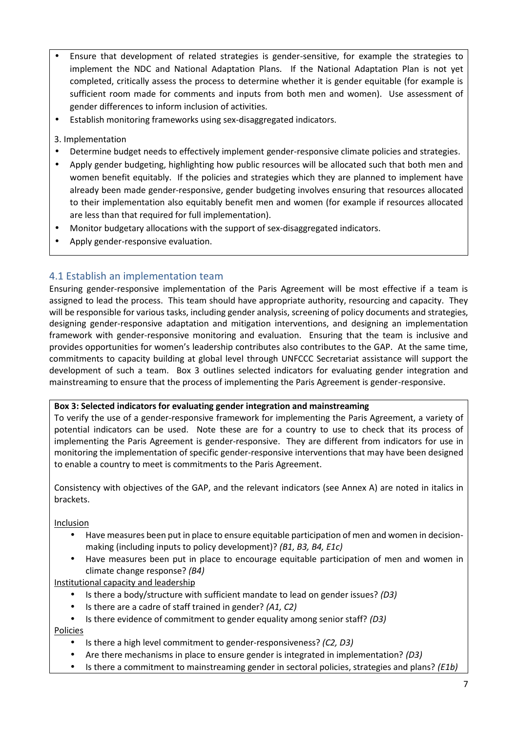- Ensure that development of related strategies is gender-sensitive, for example the strategies to implement the NDC and National Adaptation Plans. If the National Adaptation Plan is not yet completed, critically assess the process to determine whether it is gender equitable (for example is sufficient room made for comments and inputs from both men and women). Use assessment of gender differences to inform inclusion of activities.
- Establish monitoring frameworks using sex-disaggregated indicators.

3. Implementation

- Determine budget needs to effectively implement gender-responsive climate policies and strategies.
- Apply gender budgeting, highlighting how public resources will be allocated such that both men and women benefit equitably. If the policies and strategies which they are planned to implement have already been made gender-responsive, gender budgeting involves ensuring that resources allocated to their implementation also equitably benefit men and women (for example if resources allocated are less than that required for full implementation).
- Monitor budgetary allocations with the support of sex-disaggregated indicators.
- Apply gender-responsive evaluation.

## 4.1 Establish an implementation team

Ensuring gender-responsive implementation of the Paris Agreement will be most effective if a team is assigned to lead the process. This team should have appropriate authority, resourcing and capacity. They will be responsible for various tasks, including gender analysis, screening of policy documents and strategies, designing gender-responsive adaptation and mitigation interventions, and designing an implementation framework with gender-responsive monitoring and evaluation. Ensuring that the team is inclusive and provides opportunities for women's leadership contributes also contributes to the GAP. At the same time, commitments to capacity building at global level through UNFCCC Secretariat assistance will support the development of such a team. Box 3 outlines selected indicators for evaluating gender integration and mainstreaming to ensure that the process of implementing the Paris Agreement is gender-responsive.

**Box 3: Selected indicators for evaluating gender integration and mainstreaming**

To verify the use of a gender-responsive framework for implementing the Paris Agreement, a variety of potential indicators can be used. Note these are for a country to use to check that its process of implementing the Paris Agreement is gender-responsive. They are different from indicators for use in monitoring the implementation of specific gender-responsive interventions that may have been designed to enable a country to meet is commitments to the Paris Agreement.

Consistency with objectives of the GAP, and the relevant indicators (see Annex A) are noted in italics in brackets.

Inclusion

- Have measures been put in place to ensure equitable participation of men and women in decision-making (including inputs to policy development)? *(B1, B3, B4, E1c)*
- Have measures been put in place to encourage equitable participation of men and women in climate change response? *(B4)*

Institutional capacity and leadership

- Is there a body/structure with sufficient mandate to lead on gender issues? *(D3)*
- Is there are a cadre of staff trained in gender? *(A1, C2)*
- Is there evidence of commitment to gender equality among senior staff? *(D3)*

Policies

- Is there a high level commitment to gender-responsiveness? *(C2, D3)*
- Are there mechanisms in place to ensure gender is integrated in implementation? *(D3)*
- Is there a commitment to mainstreaming gender in sectoral policies, strategies and plans? *(E1b)*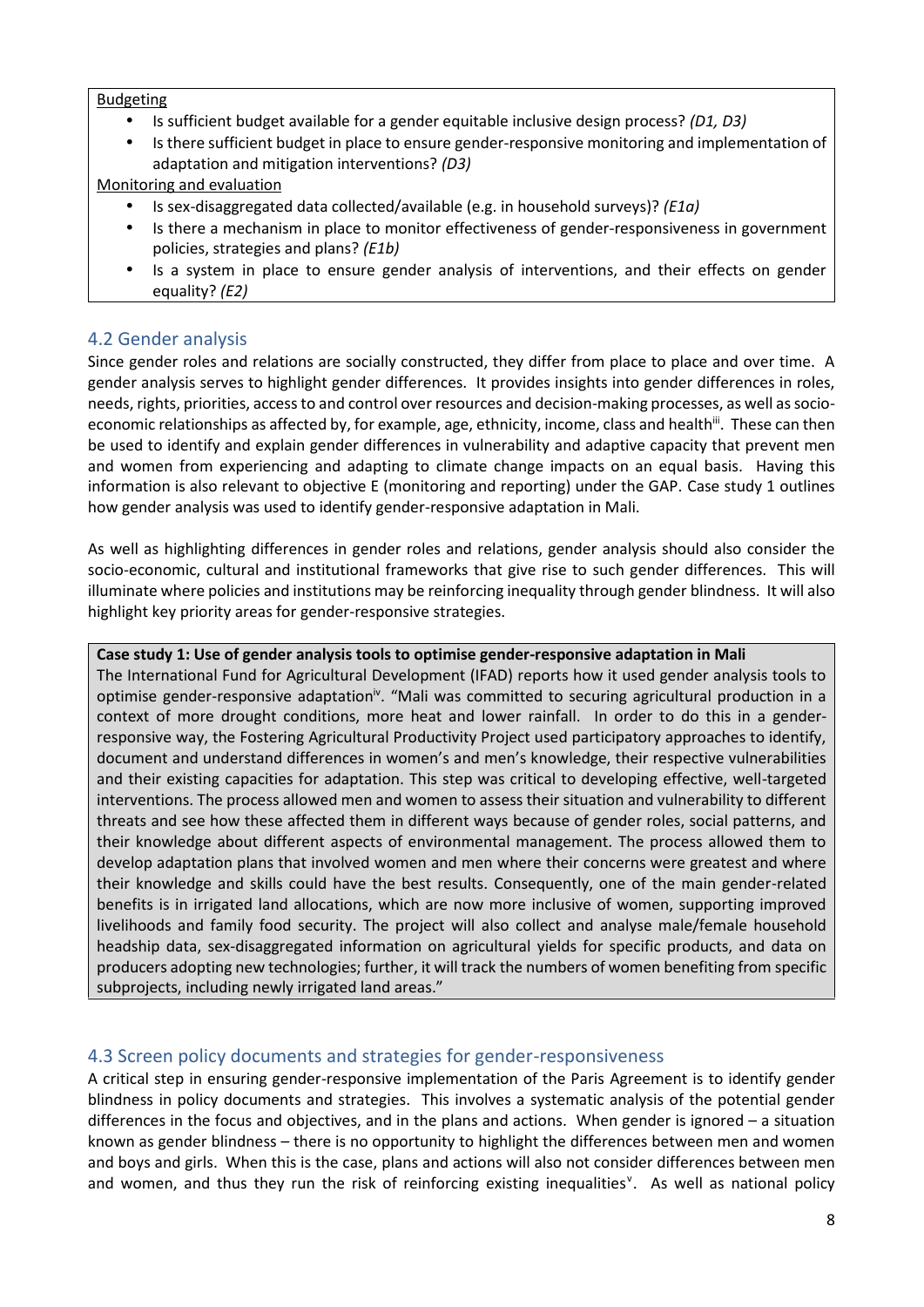Budgeting

- Is sufficient budget available for a gender equitable inclusive design process? *(D1, D3)*
- Is there sufficient budget in place to ensure gender-responsive monitoring and implementation of adaptation and mitigation interventions? *(D3)*

Monitoring and evaluation

- Is sex-disaggregated data collected/available (e.g. in household surveys)? *(E1a)*
- Is there a mechanism in place to monitor effectiveness of gender-responsiveness in government policies, strategies and plans? *(E1b)*
- Is a system in place to ensure gender analysis of interventions, and their effects on gender equality? *(E2)*

## 4.2 Gender analysis

Since gender roles and relations are socially constructed, they differ from place to place and over time. A gender analysis serves to highlight gender differences. It provides insights into gender differences in roles, needs, rights, priorities, access to and control over resources and decision-making processes, as well as socio-economic relationships as affected by, for example, age, ethnicity, income, class and health[iii]. These can then be used to identify and explain gender differences in vulnerability and adaptive capacity that prevent men and women from experiencing and adapting to climate change impacts on an equal basis. Having this information is also relevant to objective E (monitoring and reporting) under the GAP. Case study 1 outlines how gender analysis was used to identify gender-responsive adaptation in Mali.

As well as highlighting differences in gender roles and relations, gender analysis should also consider the socio-economic, cultural and institutional frameworks that give rise to such gender differences. This will illuminate where policies and institutions may be reinforcing inequality through gender blindness. It will also highlight key priority areas for gender-responsive strategies.

**Case study 1: Use of gender analysis tools to optimise gender-responsive adaptation in Mali**

The International Fund for Agricultural Development (IFAD) reports how it used gender analysis tools to optimise gender-responsive adaptation[iv]. "Mali was committed to securing agricultural production in a context of more drought conditions, more heat and lower rainfall. In order to do this in a gender-responsive way, the Fostering Agricultural Productivity Project used participatory approaches to identify, document and understand differences in women's and men's knowledge, their respective vulnerabilities and their existing capacities for adaptation. This step was critical to developing effective, well-targeted interventions. The process allowed men and women to assess their situation and vulnerability to different threats and see how these affected them in different ways because of gender roles, social patterns, and their knowledge about different aspects of environmental management. The process allowed them to develop adaptation plans that involved women and men where their concerns were greatest and where their knowledge and skills could have the best results. Consequently, one of the main gender-related benefits is in irrigated land allocations, which are now more inclusive of women, supporting improved livelihoods and family food security. The project will also collect and analyse male/female household headship data, sex-disaggregated information on agricultural yields for specific products, and data on producers adopting new technologies; further, it will track the numbers of women benefiting from specific subprojects, including newly irrigated land areas."

## 4.3 Screen policy documents and strategies for gender-responsiveness

A critical step in ensuring gender-responsive implementation of the Paris Agreement is to identify gender blindness in policy documents and strategies. This involves a systematic analysis of the potential gender differences in the focus and objectives, and in the plans and actions. When gender is ignored – a situation known as gender blindness – there is no opportunity to highlight the differences between men and women and boys and girls. When this is the case, plans and actions will also not consider differences between men and women, and thus they run the risk of reinforcing existing inequalities[v]. As well as national policy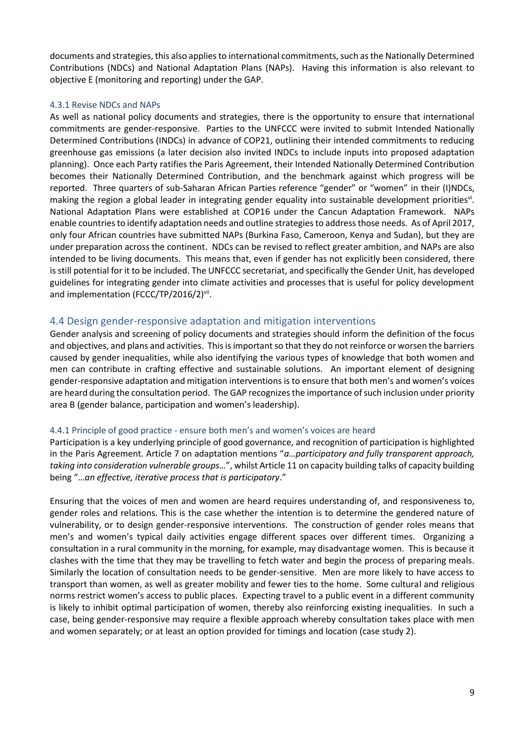documents and strategies, this also applies to international commitments, such as the Nationally Determined Contributions (NDCs) and National Adaptation Plans (NAPs). Having this information is also relevant to objective E (monitoring and reporting) under the GAP.

#### 4.3.1 Revise NDCs and NAPs

As well as national policy documents and strategies, there is the opportunity to ensure that international commitments are gender-responsive. Parties to the UNFCCC were invited to submit Intended Nationally Determined Contributions (INDCs) in advance of COP21, outlining their intended commitments to reducing greenhouse gas emissions (a later decision also invited INDCs to include inputs into proposed adaptation planning). Once each Party ratifies the Paris Agreement, their Intended Nationally Determined Contribution becomes their Nationally Determined Contribution, and the benchmark against which progress will be reported. Three quarters of sub-Saharan African Parties reference "gender" or "women" in their (I)NDCs, making the region a global leader in integrating gender equality into sustainable development priorities[vi]. National Adaptation Plans were established at COP16 under the Cancun Adaptation Framework. NAPs enable countries to identify adaptation needs and outline strategies to address those needs. As of April 2017, only four African countries have submitted NAPs (Burkina Faso, Cameroon, Kenya and Sudan), but they are under preparation across the continent. NDCs can be revised to reflect greater ambition, and NAPs are also intended to be living documents. This means that, even if gender has not explicitly been considered, there is still potential for it to be included. The UNFCCC secretariat, and specifically the Gender Unit, has developed guidelines for integrating gender into climate activities and processes that is useful for policy development and implementation (FCCC/TP/2016/2)[vii].

### 4.4 Design gender-responsive adaptation and mitigation interventions

Gender analysis and screening of policy documents and strategies should inform the definition of the focus and objectives, and plans and activities. This is important so that they do not reinforce or worsen the barriers caused by gender inequalities, while also identifying the various types of knowledge that both women and men can contribute in crafting effective and sustainable solutions. An important element of designing gender-responsive adaptation and mitigation interventions is to ensure that both men's and women's voices are heard during the consultation period. The GAP recognizes the importance of such inclusion under priority area B (gender balance, participation and women's leadership).

#### 4.4.1 Principle of good practice - ensure both men's and women's voices are heard

Participation is a key underlying principle of good governance, and recognition of participation is highlighted in the Paris Agreement. Article 7 on adaptation mentions "*a…participatory and fully transparent approach, taking into consideration vulnerable groups…*", whilst Article 11 on capacity building talks of capacity building being "*…an effective, iterative process that is participatory*."

Ensuring that the voices of men and women are heard requires understanding of, and responsiveness to, gender roles and relations. This is the case whether the intention is to determine the gendered nature of vulnerability, or to design gender-responsive interventions. The construction of gender roles means that men's and women's typical daily activities engage different spaces over different times. Organizing a consultation in a rural community in the morning, for example, may disadvantage women. This is because it clashes with the time that they may be travelling to fetch water and begin the process of preparing meals. Similarly the location of consultation needs to be gender-sensitive. Men are more likely to have access to transport than women, as well as greater mobility and fewer ties to the home. Some cultural and religious norms restrict women's access to public places. Expecting travel to a public event in a different community is likely to inhibit optimal participation of women, thereby also reinforcing existing inequalities. In such a case, being gender-responsive may require a flexible approach whereby consultation takes place with men and women separately; or at least an option provided for timings and location (case study 2).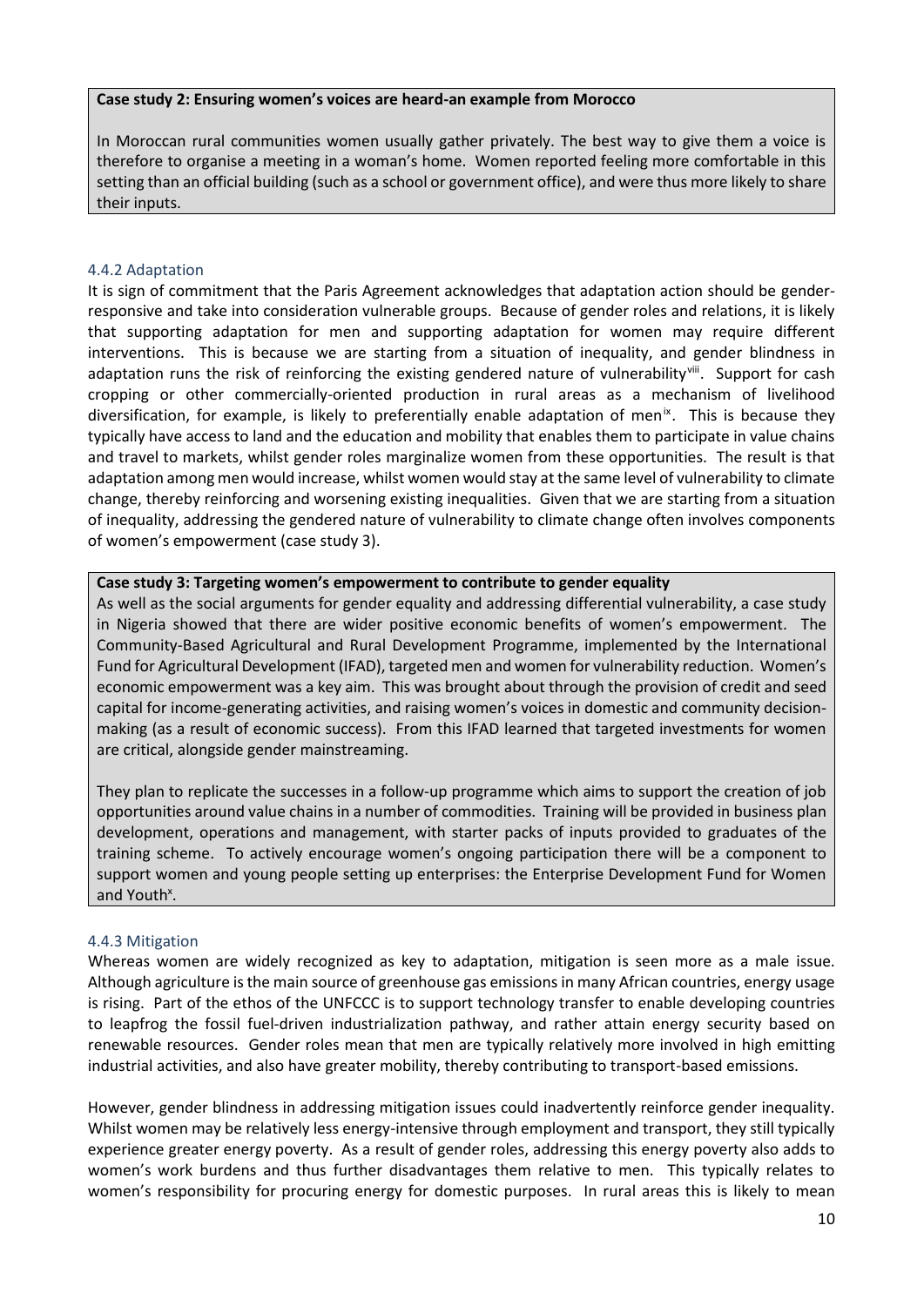**Case study 2: Ensuring women's voices are heard-an example from Morocco**

In Moroccan rural communities women usually gather privately. The best way to give them a voice is therefore to organise a meeting in a woman's home. Women reported feeling more comfortable in this setting than an official building (such as a school or government office), and were thus more likely to share their inputs.

### 4.4.2 Adaptation

It is sign of commitment that the Paris Agreement acknowledges that adaptation action should be gender-responsive and take into consideration vulnerable groups. Because of gender roles and relations, it is likely that supporting adaptation for men and supporting adaptation for women may require different interventions. This is because we are starting from a situation of inequality, and gender blindness in adaptation runs the risk of reinforcing the existing gendered nature of vulnerability[viii]. Support for cash cropping or other commercially-oriented production in rural areas as a mechanism of livelihood diversification, for example, is likely to preferentially enable adaptation of men[ix]. This is because they typically have access to land and the education and mobility that enables them to participate in value chains and travel to markets, whilst gender roles marginalize women from these opportunities. The result is that adaptation among men would increase, whilst women would stay at the same level of vulnerability to climate change, thereby reinforcing and worsening existing inequalities. Given that we are starting from a situation of inequality, addressing the gendered nature of vulnerability to climate change often involves components of women's empowerment (case study 3).

**Case study 3: Targeting women's empowerment to contribute to gender equality**

As well as the social arguments for gender equality and addressing differential vulnerability, a case study in Nigeria showed that there are wider positive economic benefits of women's empowerment. The Community-Based Agricultural and Rural Development Programme, implemented by the International Fund for Agricultural Development (IFAD), targeted men and women for vulnerability reduction. Women's economic empowerment was a key aim. This was brought about through the provision of credit and seed capital for income-generating activities, and raising women's voices in domestic and community decision-making (as a result of economic success). From this IFAD learned that targeted investments for women are critical, alongside gender mainstreaming.

They plan to replicate the successes in a follow-up programme which aims to support the creation of job opportunities around value chains in a number of commodities. Training will be provided in business plan development, operations and management, with starter packs of inputs provided to graduates of the training scheme. To actively encourage women's ongoing participation there will be a component to support women and young people setting up enterprises: the Enterprise Development Fund for Women and Youth[x].

### 4.4.3 Mitigation

Whereas women are widely recognized as key to adaptation, mitigation is seen more as a male issue. Although agriculture is the main source of greenhouse gas emissions in many African countries, energy usage is rising. Part of the ethos of the UNFCCC is to support technology transfer to enable developing countries to leapfrog the fossil fuel-driven industrialization pathway, and rather attain energy security based on renewable resources. Gender roles mean that men are typically relatively more involved in high emitting industrial activities, and also have greater mobility, thereby contributing to transport-based emissions.

However, gender blindness in addressing mitigation issues could inadvertently reinforce gender inequality. Whilst women may be relatively less energy-intensive through employment and transport, they still typically experience greater energy poverty. As a result of gender roles, addressing this energy poverty also adds to women's work burdens and thus further disadvantages them relative to men. This typically relates to women's responsibility for procuring energy for domestic purposes. In rural areas this is likely to mean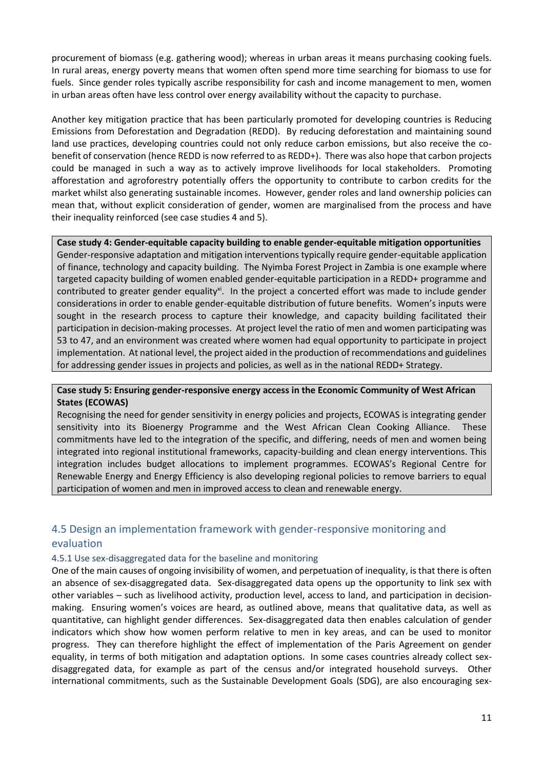procurement of biomass (e.g. gathering wood); whereas in urban areas it means purchasing cooking fuels. In rural areas, energy poverty means that women often spend more time searching for biomass to use for fuels. Since gender roles typically ascribe responsibility for cash and income management to men, women in urban areas often have less control over energy availability without the capacity to purchase.

Another key mitigation practice that has been particularly promoted for developing countries is Reducing Emissions from Deforestation and Degradation (REDD). By reducing deforestation and maintaining sound land use practices, developing countries could not only reduce carbon emissions, but also receive the co-benefit of conservation (hence REDD is now referred to as REDD+). There was also hope that carbon projects could be managed in such a way as to actively improve livelihoods for local stakeholders. Promoting afforestation and agroforestry potentially offers the opportunity to contribute to carbon credits for the market whilst also generating sustainable incomes. However, gender roles and land ownership policies can mean that, without explicit consideration of gender, women are marginalised from the process and have their inequality reinforced (see case studies 4 and 5).

**Case study 4: Gender-equitable capacity building to enable gender-equitable mitigation opportunities**

Gender-responsive adaptation and mitigation interventions typically require gender-equitable application of finance, technology and capacity building. The Nyimba Forest Project in Zambia is one example where targeted capacity building of women enabled gender-equitable participation in a REDD+ programme and contributed to greater gender equality[xi]. In the project a concerted effort was made to include gender considerations in order to enable gender-equitable distribution of future benefits. Women's inputs were sought in the research process to capture their knowledge, and capacity building facilitated their participation in decision-making processes. At project level the ratio of men and women participating was 53 to 47, and an environment was created where women had equal opportunity to participate in project implementation. At national level, the project aided in the production of recommendations and guidelines for addressing gender issues in projects and policies, as well as in the national REDD+ Strategy.

**Case study 5: Ensuring gender-responsive energy access in the Economic Community of West African States (ECOWAS)**

Recognising the need for gender sensitivity in energy policies and projects, ECOWAS is integrating gender sensitivity into its Bioenergy Programme and the West African Clean Cooking Alliance. These commitments have led to the integration of the specific, and differing, needs of men and women being integrated into regional institutional frameworks, capacity-building and clean energy interventions. This integration includes budget allocations to implement programmes. ECOWAS's Regional Centre for Renewable Energy and Energy Efficiency is also developing regional policies to remove barriers to equal participation of women and men in improved access to clean and renewable energy.

## 4.5 Design an implementation framework with gender-responsive monitoring and evaluation

### 4.5.1 Use sex-disaggregated data for the baseline and monitoring

One of the main causes of ongoing invisibility of women, and perpetuation of inequality, is that there is often an absence of sex-disaggregated data. Sex-disaggregated data opens up the opportunity to link sex with other variables – such as livelihood activity, production level, access to land, and participation in decision-making. Ensuring women's voices are heard, as outlined above, means that qualitative data, as well as quantitative, can highlight gender differences. Sex-disaggregated data then enables calculation of gender indicators which show how women perform relative to men in key areas, and can be used to monitor progress. They can therefore highlight the effect of implementation of the Paris Agreement on gender equality, in terms of both mitigation and adaptation options. In some cases countries already collect sex-disaggregated data, for example as part of the census and/or integrated household surveys. Other international commitments, such as the Sustainable Development Goals (SDG), are also encouraging sex-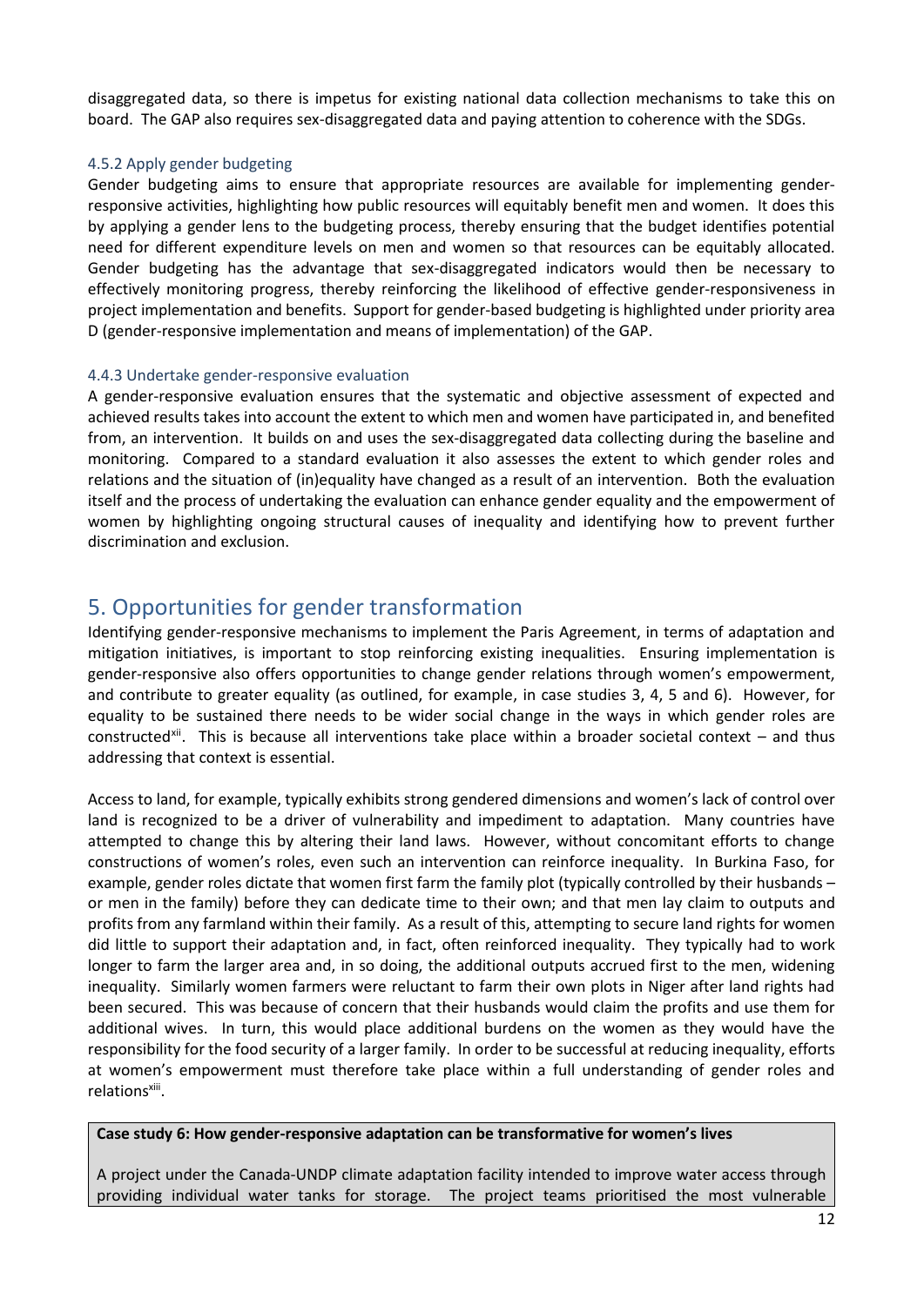disaggregated data, so there is impetus for existing national data collection mechanisms to take this on board. The GAP also requires sex-disaggregated data and paying attention to coherence with the SDGs.

### 4.5.2 Apply gender budgeting

Gender budgeting aims to ensure that appropriate resources are available for implementing gender-responsive activities, highlighting how public resources will equitably benefit men and women. It does this by applying a gender lens to the budgeting process, thereby ensuring that the budget identifies potential need for different expenditure levels on men and women so that resources can be equitably allocated. Gender budgeting has the advantage that sex-disaggregated indicators would then be necessary to effectively monitoring progress, thereby reinforcing the likelihood of effective gender-responsiveness in project implementation and benefits. Support for gender-based budgeting is highlighted under priority area D (gender-responsive implementation and means of implementation) of the GAP.

### 4.4.3 Undertake gender-responsive evaluation

A gender-responsive evaluation ensures that the systematic and objective assessment of expected and achieved results takes into account the extent to which men and women have participated in, and benefited from, an intervention. It builds on and uses the sex-disaggregated data collecting during the baseline and monitoring. Compared to a standard evaluation it also assesses the extent to which gender roles and relations and the situation of (in)equality have changed as a result of an intervention. Both the evaluation itself and the process of undertaking the evaluation can enhance gender equality and the empowerment of women by highlighting ongoing structural causes of inequality and identifying how to prevent further discrimination and exclusion.

## 5. Opportunities for gender transformation

Identifying gender-responsive mechanisms to implement the Paris Agreement, in terms of adaptation and mitigation initiatives, is important to stop reinforcing existing inequalities. Ensuring implementation is gender-responsive also offers opportunities to change gender relations through women's empowerment, and contribute to greater equality (as outlined, for example, in case studies 3, 4, 5 and 6). However, for equality to be sustained there needs to be wider social change in the ways in which gender roles are constructed[xii]. This is because all interventions take place within a broader societal context – and thus addressing that context is essential.

Access to land, for example, typically exhibits strong gendered dimensions and women's lack of control over land is recognized to be a driver of vulnerability and impediment to adaptation. Many countries have attempted to change this by altering their land laws. However, without concomitant efforts to change constructions of women's roles, even such an intervention can reinforce inequality. In Burkina Faso, for example, gender roles dictate that women first farm the family plot (typically controlled by their husbands – or men in the family) before they can dedicate time to their own; and that men lay claim to outputs and profits from any farmland within their family. As a result of this, attempting to secure land rights for women did little to support their adaptation and, in fact, often reinforced inequality. They typically had to work longer to farm the larger area and, in so doing, the additional outputs accrued first to the men, widening inequality. Similarly women farmers were reluctant to farm their own plots in Niger after land rights had been secured. This was because of concern that their husbands would claim the profits and use them for additional wives. In turn, this would place additional burdens on the women as they would have the responsibility for the food security of a larger family. In order to be successful at reducing inequality, efforts at women's empowerment must therefore take place within a full understanding of gender roles and relations[xiii].

**Case study 6: How gender-responsive adaptation can be transformative for women's lives**

A project under the Canada-UNDP climate adaptation facility intended to improve water access through providing individual water tanks for storage. The project teams prioritised the most vulnerable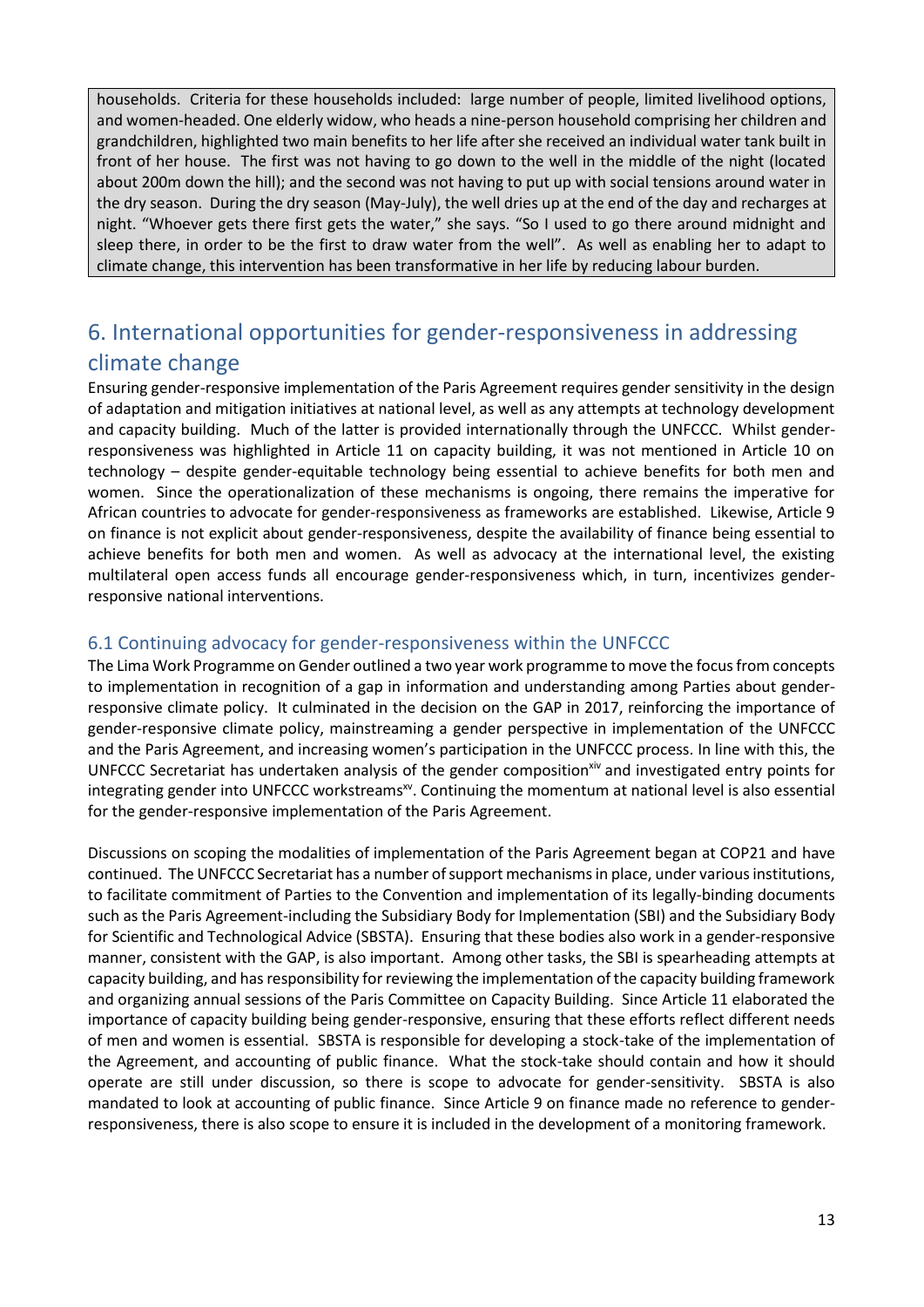households. Criteria for these households included: large number of people, limited livelihood options, and women-headed. One elderly widow, who heads a nine-person household comprising her children and grandchildren, highlighted two main benefits to her life after she received an individual water tank built in front of her house. The first was not having to go down to the well in the middle of the night (located about 200m down the hill); and the second was not having to put up with social tensions around water in the dry season. During the dry season (May-July), the well dries up at the end of the day and recharges at night. "Whoever gets there first gets the water," she says. "So I used to go there around midnight and sleep there, in order to be the first to draw water from the well". As well as enabling her to adapt to climate change, this intervention has been transformative in her life by reducing labour burden.

## 6. International opportunities for gender-responsiveness in addressing climate change

Ensuring gender-responsive implementation of the Paris Agreement requires gender sensitivity in the design of adaptation and mitigation initiatives at national level, as well as any attempts at technology development and capacity building. Much of the latter is provided internationally through the UNFCCC. Whilst gender-responsiveness was highlighted in Article 11 on capacity building, it was not mentioned in Article 10 on technology – despite gender-equitable technology being essential to achieve benefits for both men and women. Since the operationalization of these mechanisms is ongoing, there remains the imperative for African countries to advocate for gender-responsiveness as frameworks are established. Likewise, Article 9 on finance is not explicit about gender-responsiveness, despite the availability of finance being essential to achieve benefits for both men and women. As well as advocacy at the international level, the existing multilateral open access funds all encourage gender-responsiveness which, in turn, incentivizes gender-responsive national interventions.

### 6.1 Continuing advocacy for gender-responsiveness within the UNFCCC

The Lima Work Programme on Gender outlined a two year work programme to move the focus from concepts to implementation in recognition of a gap in information and understanding among Parties about gender-responsive climate policy. It culminated in the decision on the GAP in 2017, reinforcing the importance of gender-responsive climate policy, mainstreaming a gender perspective in implementation of the UNFCCC and the Paris Agreement, and increasing women's participation in the UNFCCC process. In line with this, the UNFCCC Secretariat has undertaken analysis of the gender composition[xiv] and investigated entry points for integrating gender into UNFCCC workstreams[xv]. Continuing the momentum at national level is also essential for the gender-responsive implementation of the Paris Agreement.

Discussions on scoping the modalities of implementation of the Paris Agreement began at COP21 and have continued. The UNFCCC Secretariat has a number of support mechanisms in place, under various institutions, to facilitate commitment of Parties to the Convention and implementation of its legally-binding documents such as the Paris Agreement-including the Subsidiary Body for Implementation (SBI) and the Subsidiary Body for Scientific and Technological Advice (SBSTA). Ensuring that these bodies also work in a gender-responsive manner, consistent with the GAP, is also important. Among other tasks, the SBI is spearheading attempts at capacity building, and has responsibility for reviewing the implementation of the capacity building framework and organizing annual sessions of the Paris Committee on Capacity Building. Since Article 11 elaborated the importance of capacity building being gender-responsive, ensuring that these efforts reflect different needs of men and women is essential. SBSTA is responsible for developing a stock-take of the implementation of the Agreement, and accounting of public finance. What the stock-take should contain and how it should operate are still under discussion, so there is scope to advocate for gender-sensitivity. SBSTA is also mandated to look at accounting of public finance. Since Article 9 on finance made no reference to gender-responsiveness, there is also scope to ensure it is included in the development of a monitoring framework.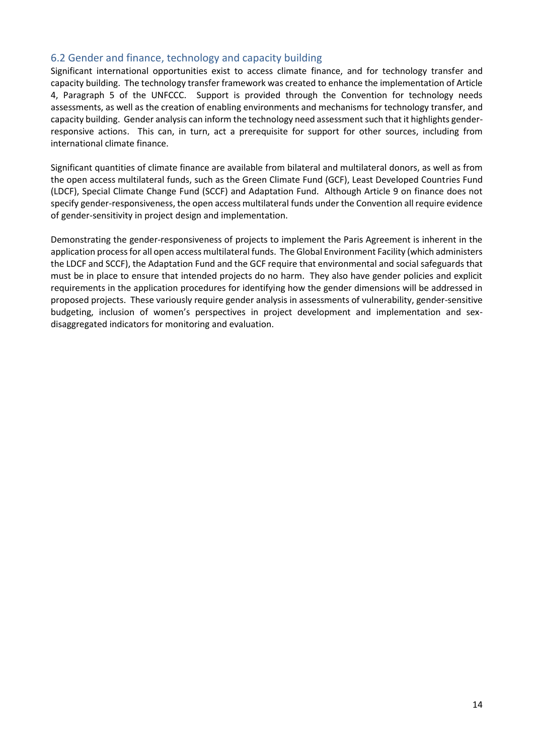## 6.2 Gender and finance, technology and capacity building

Significant international opportunities exist to access climate finance, and for technology transfer and capacity building. The technology transfer framework was created to enhance the implementation of Article 4, Paragraph 5 of the UNFCCC. Support is provided through the Convention for technology needs assessments, as well as the creation of enabling environments and mechanisms for technology transfer, and capacity building. Gender analysis can inform the technology need assessment such that it highlights gender-responsive actions. This can, in turn, act a prerequisite for support for other sources, including from international climate finance.

Significant quantities of climate finance are available from bilateral and multilateral donors, as well as from the open access multilateral funds, such as the Green Climate Fund (GCF), Least Developed Countries Fund (LDCF), Special Climate Change Fund (SCCF) and Adaptation Fund. Although Article 9 on finance does not specify gender-responsiveness, the open access multilateral funds under the Convention all require evidence of gender-sensitivity in project design and implementation.

Demonstrating the gender-responsiveness of projects to implement the Paris Agreement is inherent in the application process for all open access multilateral funds. The Global Environment Facility (which administers the LDCF and SCCF), the Adaptation Fund and the GCF require that environmental and social safeguards that must be in place to ensure that intended projects do no harm. They also have gender policies and explicit requirements in the application procedures for identifying how the gender dimensions will be addressed in proposed projects. These variously require gender analysis in assessments of vulnerability, gender-sensitive budgeting, inclusion of women's perspectives in project development and implementation and sex-disaggregated indicators for monitoring and evaluation.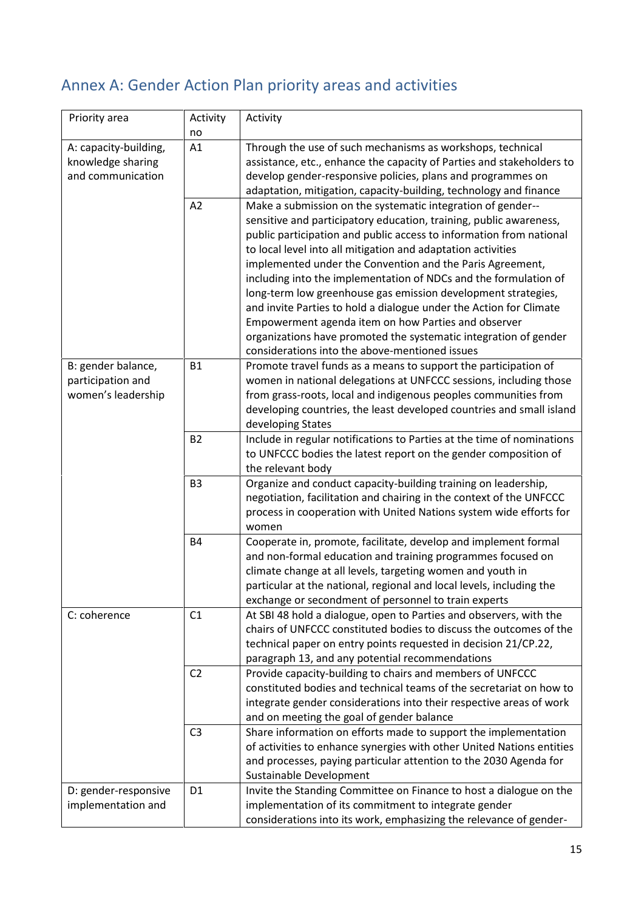## Annex A: Gender Action Plan priority areas and activities

| Priority area | Activity no | Activity |
|---|---|---|
| A: capacity-building, knowledge sharing and communication | A1 | Through the use of such mechanisms as workshops, technical assistance, etc., enhance the capacity of Parties and stakeholders to develop gender-responsive policies, plans and programmes on adaptation, mitigation, capacity-building, technology and finance |
| | A2 | Make a submission on the systematic integration of gender--sensitive and participatory education, training, public awareness, public participation and public access to information from national to local level into all mitigation and adaptation activities implemented under the Convention and the Paris Agreement, including into the implementation of NDCs and the formulation of long-term low greenhouse gas emission development strategies, and invite Parties to hold a dialogue under the Action for Climate Empowerment agenda item on how Parties and observer organizations have promoted the systematic integration of gender considerations into the above-mentioned issues |
| B: gender balance, participation and women's leadership | B1 | Promote travel funds as a means to support the participation of women in national delegations at UNFCCC sessions, including those from grass-roots, local and indigenous peoples communities from developing countries, the least developed countries and small island developing States |
| | B2 | Include in regular notifications to Parties at the time of nominations to UNFCCC bodies the latest report on the gender composition of the relevant body |
| | B3 | Organize and conduct capacity-building training on leadership, negotiation, facilitation and chairing in the context of the UNFCCC process in cooperation with United Nations system wide efforts for women |
| | B4 | Cooperate in, promote, facilitate, develop and implement formal and non-formal education and training programmes focused on climate change at all levels, targeting women and youth in particular at the national, regional and local levels, including the exchange or secondment of personnel to train experts |
| C: coherence | C1 | At SBI 48 hold a dialogue, open to Parties and observers, with the chairs of UNFCCC constituted bodies to discuss the outcomes of the technical paper on entry points requested in decision 21/CP.22, paragraph 13, and any potential recommendations |
| | C2 | Provide capacity-building to chairs and members of UNFCCC constituted bodies and technical teams of the secretariat on how to integrate gender considerations into their respective areas of work and on meeting the goal of gender balance |
| | C3 | Share information on efforts made to support the implementation of activities to enhance synergies with other United Nations entities and processes, paying particular attention to the 2030 Agenda for Sustainable Development |
| D: gender-responsive implementation and | D1 | Invite the Standing Committee on Finance to host a dialogue on the implementation of its commitment to integrate gender considerations into its work, emphasizing the relevance of gender- |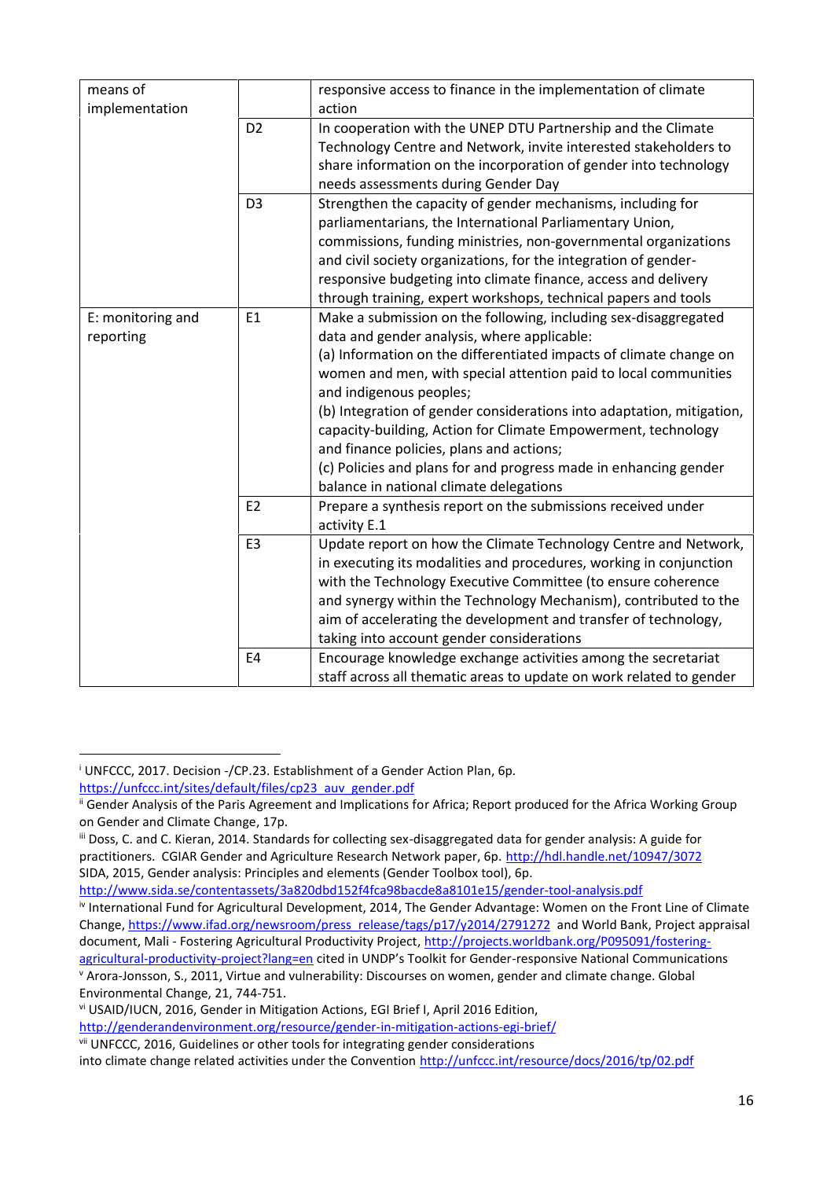| | | |
|---|---|---|
| means of implementation | | responsive access to finance in the implementation of climate action |
| | D2 | In cooperation with the UNEP DTU Partnership and the Climate Technology Centre and Network, invite interested stakeholders to share information on the incorporation of gender into technology needs assessments during Gender Day |
| | D3 | Strengthen the capacity of gender mechanisms, including for parliamentarians, the International Parliamentary Union, commissions, funding ministries, non-governmental organizations and civil society organizations, for the integration of gender-responsive budgeting into climate finance, access and delivery through training, expert workshops, technical papers and tools |
| E: monitoring and reporting | E1 | Make a submission on the following, including sex-disaggregated data and gender analysis, where applicable:<br>(a) Information on the differentiated impacts of climate change on women and men, with special attention paid to local communities and indigenous peoples;<br>(b) Integration of gender considerations into adaptation, mitigation, capacity-building, Action for Climate Empowerment, technology and finance policies, plans and actions;<br>(c) Policies and plans for and progress made in enhancing gender balance in national climate delegations |
| | E2 | Prepare a synthesis report on the submissions received under activity E.1 |
| | E3 | Update report on how the Climate Technology Centre and Network, in executing its modalities and procedures, working in conjunction with the Technology Executive Committee (to ensure coherence and synergy within the Technology Mechanism), contributed to the aim of accelerating the development and transfer of technology, taking into account gender considerations |
| | E4 | Encourage knowledge exchange activities among the secretariat staff across all thematic areas to update on work related to gender |

---

[i] UNFCCC, 2017. Decision -/CP.23. Establishment of a Gender Action Plan, 6p. https://unfccc.int/sites/default/files/cp23_auv_gender.pdf

[ii] Gender Analysis of the Paris Agreement and Implications for Africa; Report produced for the Africa Working Group on Gender and Climate Change, 17p.

[iii] Doss, C. and C. Kieran, 2014. Standards for collecting sex-disaggregated data for gender analysis: A guide for practitioners. CGIAR Gender and Agriculture Research Network paper, 6p. http://hdl.handle.net/10947/3072
SIDA, 2015, Gender analysis: Principles and elements (Gender Toolbox tool), 6p. http://www.sida.se/contentassets/3a820dbd152f4fca98bacde8a8101e15/gender-tool-analysis.pdf

[iv] International Fund for Agricultural Development, 2014, The Gender Advantage: Women on the Front Line of Climate Change, https://www.ifad.org/newsroom/press_release/tags/p17/y2014/2791272 and World Bank, Project appraisal document, Mali - Fostering Agricultural Productivity Project, http://projects.worldbank.org/P095091/fostering-agricultural-productivity-project?lang=en cited in UNDP's Toolkit for Gender-responsive National Communications

[v] Arora-Jonsson, S., 2011, Virtue and vulnerability: Discourses on women, gender and climate change. Global Environmental Change, 21, 744-751.

[vi] USAID/IUCN, 2016, Gender in Mitigation Actions, EGI Brief I, April 2016 Edition, http://genderandenvironment.org/resource/gender-in-mitigation-actions-egi-brief/

[vii] UNFCCC, 2016, Guidelines or other tools for integrating gender considerations into climate change related activities under the Convention http://unfccc.int/resource/docs/2016/tp/02.pdf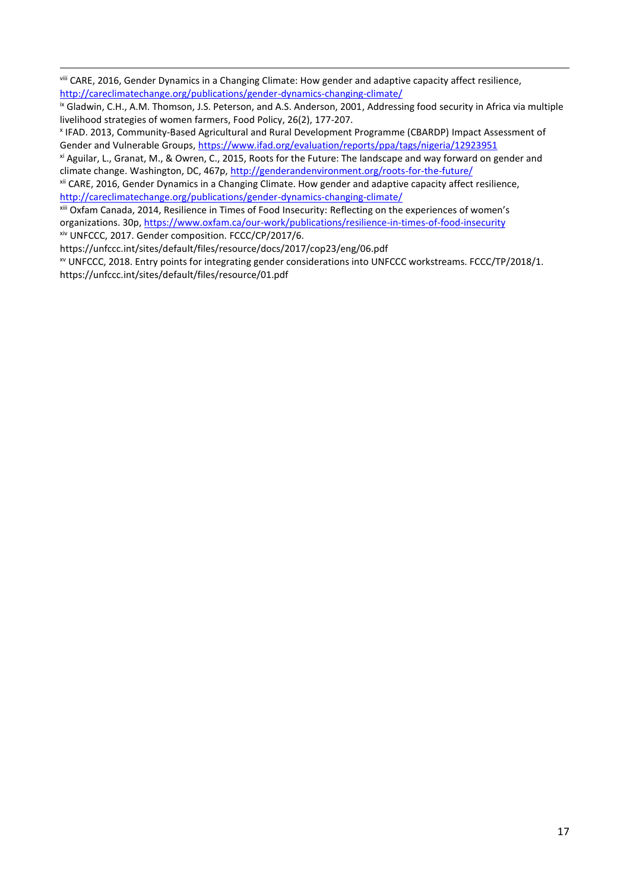[viii] CARE, 2016, Gender Dynamics in a Changing Climate: How gender and adaptive capacity affect resilience, http://careclimatechange.org/publications/gender-dynamics-changing-climate/

[ix] Gladwin, C.H., A.M. Thomson, J.S. Peterson, and A.S. Anderson, 2001, Addressing food security in Africa via multiple livelihood strategies of women farmers, Food Policy, 26(2), 177-207.

[x] IFAD. 2013, Community-Based Agricultural and Rural Development Programme (CBARDP) Impact Assessment of Gender and Vulnerable Groups, https://www.ifad.org/evaluation/reports/ppa/tags/nigeria/12923951

[xi] Aguilar, L., Granat, M., & Owren, C., 2015, Roots for the Future: The landscape and way forward on gender and climate change. Washington, DC, 467p, http://genderandenvironment.org/roots-for-the-future/

[xii] CARE, 2016, Gender Dynamics in a Changing Climate. How gender and adaptive capacity affect resilience, http://careclimatechange.org/publications/gender-dynamics-changing-climate/

[xiii] Oxfam Canada, 2014, Resilience in Times of Food Insecurity: Reflecting on the experiences of women's organizations. 30p, https://www.oxfam.ca/our-work/publications/resilience-in-times-of-food-insecurity

[xiv] UNFCCC, 2017. Gender composition. FCCC/CP/2017/6.
https://unfccc.int/sites/default/files/resource/docs/2017/cop23/eng/06.pdf

[xv] UNFCCC, 2018. Entry points for integrating gender considerations into UNFCCC workstreams. FCCC/TP/2018/1.
https://unfccc.int/sites/default/files/resource/01.pdf